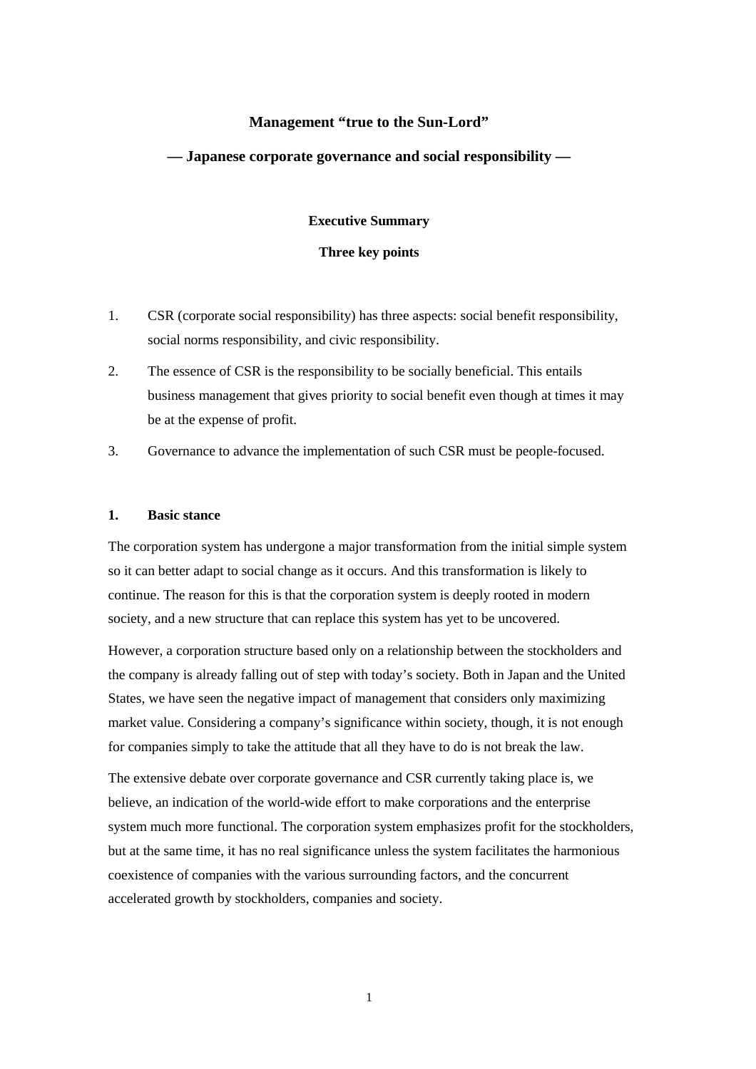# Management "true to the Sun-Lord"

## — Japanese corporate governance and social responsibility —

### Executive Summary

### Three key points

1. CSR (corporate social responsibility) has three aspects: social benefit responsibility, social norms responsibility, and civic responsibility.
2. The essence of CSR is the responsibility to be socially beneficial. This entails business management that gives priority to social benefit even though at times it may be at the expense of profit.
3. Governance to advance the implementation of such CSR must be people-focused.

### 1. Basic stance

The corporation system has undergone a major transformation from the initial simple system so it can better adapt to social change as it occurs. And this transformation is likely to continue. The reason for this is that the corporation system is deeply rooted in modern society, and a new structure that can replace this system has yet to be uncovered.

However, a corporation structure based only on a relationship between the stockholders and the company is already falling out of step with today's society. Both in Japan and the United States, we have seen the negative impact of management that considers only maximizing market value. Considering a company's significance within society, though, it is not enough for companies simply to take the attitude that all they have to do is not break the law.

The extensive debate over corporate governance and CSR currently taking place is, we believe, an indication of the world-wide effort to make corporations and the enterprise system much more functional. The corporation system emphasizes profit for the stockholders, but at the same time, it has no real significance unless the system facilitates the harmonious coexistence of companies with the various surrounding factors, and the concurrent accelerated growth by stockholders, companies and society.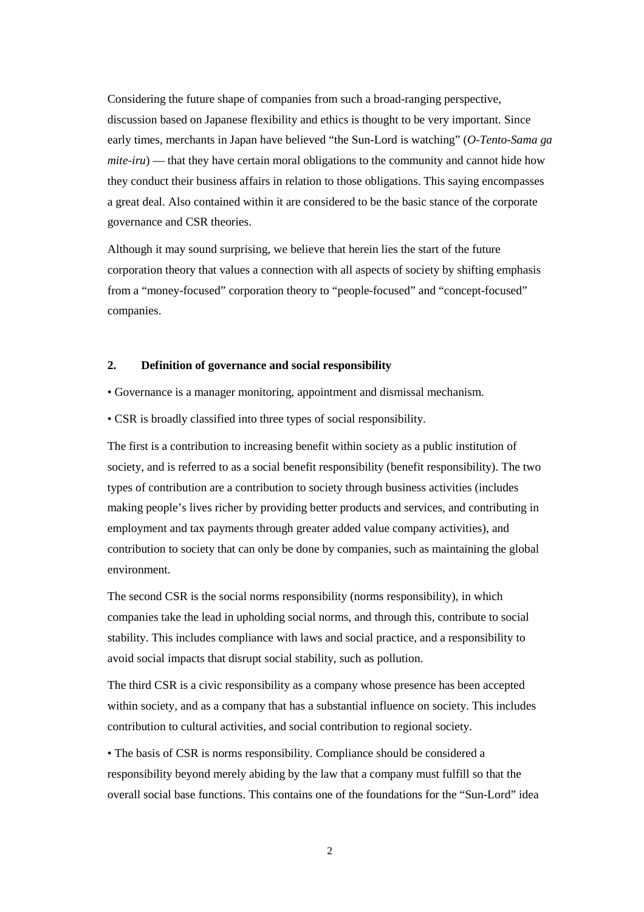Considering the future shape of companies from such a broad-ranging perspective, discussion based on Japanese flexibility and ethics is thought to be very important. Since early times, merchants in Japan have believed "the Sun-Lord is watching" (*O-Tento-Sama ga mite-iru*) — that they have certain moral obligations to the community and cannot hide how they conduct their business affairs in relation to those obligations. This saying encompasses a great deal. Also contained within it are considered to be the basic stance of the corporate governance and CSR theories.

Although it may sound surprising, we believe that herein lies the start of the future corporation theory that values a connection with all aspects of society by shifting emphasis from a "money-focused" corporation theory to "people-focused" and "concept-focused" companies.

## 2. Definition of governance and social responsibility

• Governance is a manager monitoring, appointment and dismissal mechanism.

• CSR is broadly classified into three types of social responsibility.

The first is a contribution to increasing benefit within society as a public institution of society, and is referred to as a social benefit responsibility (benefit responsibility). The two types of contribution are a contribution to society through business activities (includes making people's lives richer by providing better products and services, and contributing in employment and tax payments through greater added value company activities), and contribution to society that can only be done by companies, such as maintaining the global environment.

The second CSR is the social norms responsibility (norms responsibility), in which companies take the lead in upholding social norms, and through this, contribute to social stability. This includes compliance with laws and social practice, and a responsibility to avoid social impacts that disrupt social stability, such as pollution.

The third CSR is a civic responsibility as a company whose presence has been accepted within society, and as a company that has a substantial influence on society. This includes contribution to cultural activities, and social contribution to regional society.

• The basis of CSR is norms responsibility. Compliance should be considered a responsibility beyond merely abiding by the law that a company must fulfill so that the overall social base functions. This contains one of the foundations for the "Sun-Lord" idea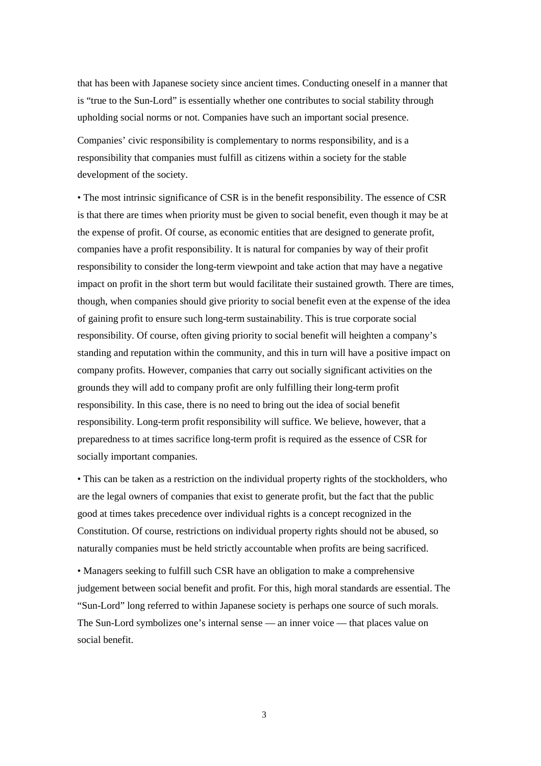that has been with Japanese society since ancient times. Conducting oneself in a manner that is "true to the Sun-Lord" is essentially whether one contributes to social stability through upholding social norms or not. Companies have such an important social presence.

Companies' civic responsibility is complementary to norms responsibility, and is a responsibility that companies must fulfill as citizens within a society for the stable development of the society.

- The most intrinsic significance of CSR is in the benefit responsibility. The essence of CSR is that there are times when priority must be given to social benefit, even though it may be at the expense of profit. Of course, as economic entities that are designed to generate profit, companies have a profit responsibility. It is natural for companies by way of their profit responsibility to consider the long-term viewpoint and take action that may have a negative impact on profit in the short term but would facilitate their sustained growth. There are times, though, when companies should give priority to social benefit even at the expense of the idea of gaining profit to ensure such long-term sustainability. This is true corporate social responsibility. Of course, often giving priority to social benefit will heighten a company's standing and reputation within the community, and this in turn will have a positive impact on company profits. However, companies that carry out socially significant activities on the grounds they will add to company profit are only fulfilling their long-term profit responsibility. In this case, there is no need to bring out the idea of social benefit responsibility. Long-term profit responsibility will suffice. We believe, however, that a preparedness to at times sacrifice long-term profit is required as the essence of CSR for socially important companies.

- This can be taken as a restriction on the individual property rights of the stockholders, who are the legal owners of companies that exist to generate profit, but the fact that the public good at times takes precedence over individual rights is a concept recognized in the Constitution. Of course, restrictions on individual property rights should not be abused, so naturally companies must be held strictly accountable when profits are being sacrificed.

- Managers seeking to fulfill such CSR have an obligation to make a comprehensive judgement between social benefit and profit. For this, high moral standards are essential. The "Sun-Lord" long referred to within Japanese society is perhaps one source of such morals. The Sun-Lord symbolizes one's internal sense — an inner voice — that places value on social benefit.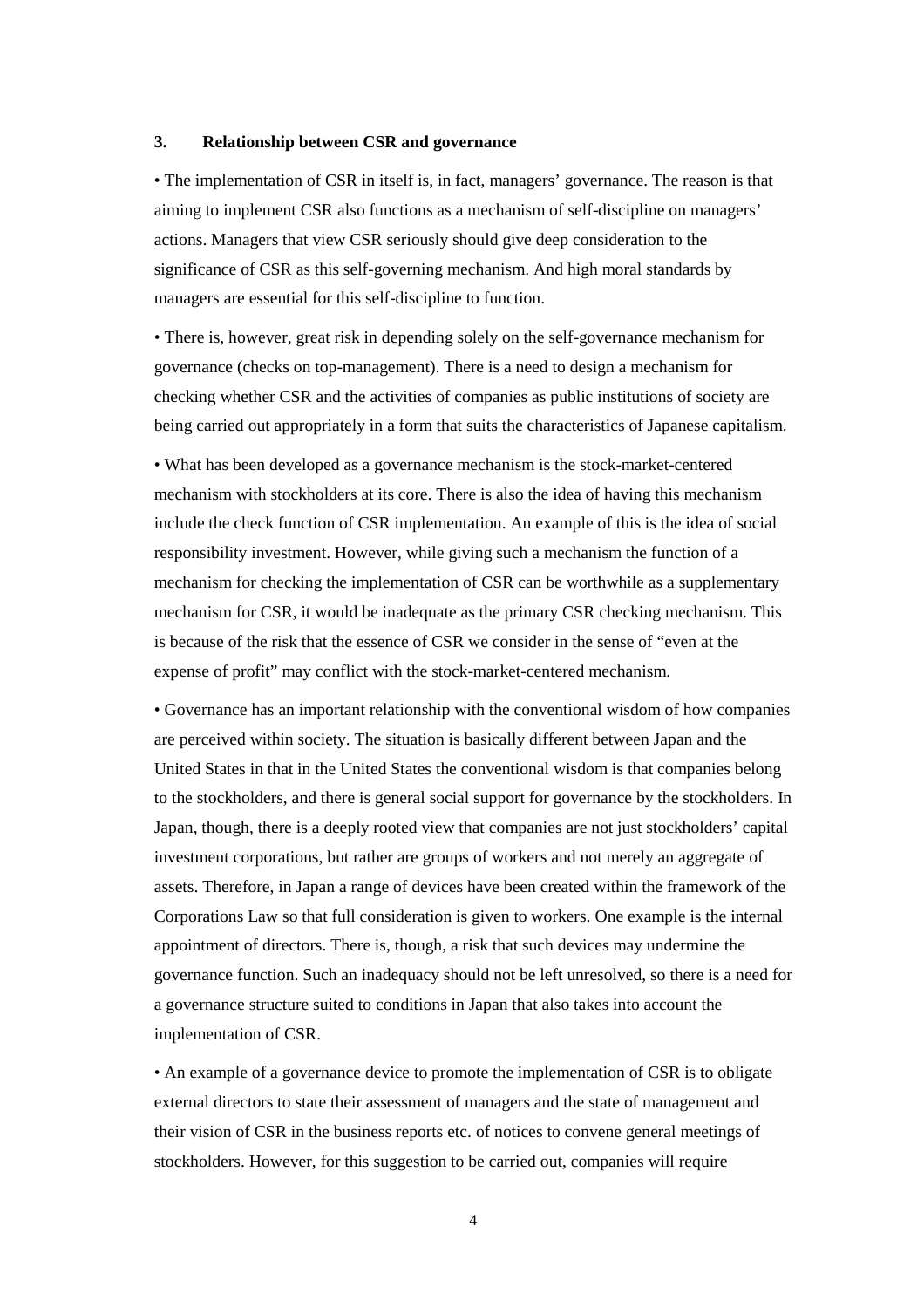### 3. Relationship between CSR and governance

• The implementation of CSR in itself is, in fact, managers' governance. The reason is that aiming to implement CSR also functions as a mechanism of self-discipline on managers' actions. Managers that view CSR seriously should give deep consideration to the significance of CSR as this self-governing mechanism. And high moral standards by managers are essential for this self-discipline to function.

• There is, however, great risk in depending solely on the self-governance mechanism for governance (checks on top-management). There is a need to design a mechanism for checking whether CSR and the activities of companies as public institutions of society are being carried out appropriately in a form that suits the characteristics of Japanese capitalism.

• What has been developed as a governance mechanism is the stock-market-centered mechanism with stockholders at its core. There is also the idea of having this mechanism include the check function of CSR implementation. An example of this is the idea of social responsibility investment. However, while giving such a mechanism the function of a mechanism for checking the implementation of CSR can be worthwhile as a supplementary mechanism for CSR, it would be inadequate as the primary CSR checking mechanism. This is because of the risk that the essence of CSR we consider in the sense of "even at the expense of profit" may conflict with the stock-market-centered mechanism.

• Governance has an important relationship with the conventional wisdom of how companies are perceived within society. The situation is basically different between Japan and the United States in that in the United States the conventional wisdom is that companies belong to the stockholders, and there is general social support for governance by the stockholders. In Japan, though, there is a deeply rooted view that companies are not just stockholders' capital investment corporations, but rather are groups of workers and not merely an aggregate of assets. Therefore, in Japan a range of devices have been created within the framework of the Corporations Law so that full consideration is given to workers. One example is the internal appointment of directors. There is, though, a risk that such devices may undermine the governance function. Such an inadequacy should not be left unresolved, so there is a need for a governance structure suited to conditions in Japan that also takes into account the implementation of CSR.

• An example of a governance device to promote the implementation of CSR is to obligate external directors to state their assessment of managers and the state of management and their vision of CSR in the business reports etc. of notices to convene general meetings of stockholders. However, for this suggestion to be carried out, companies will require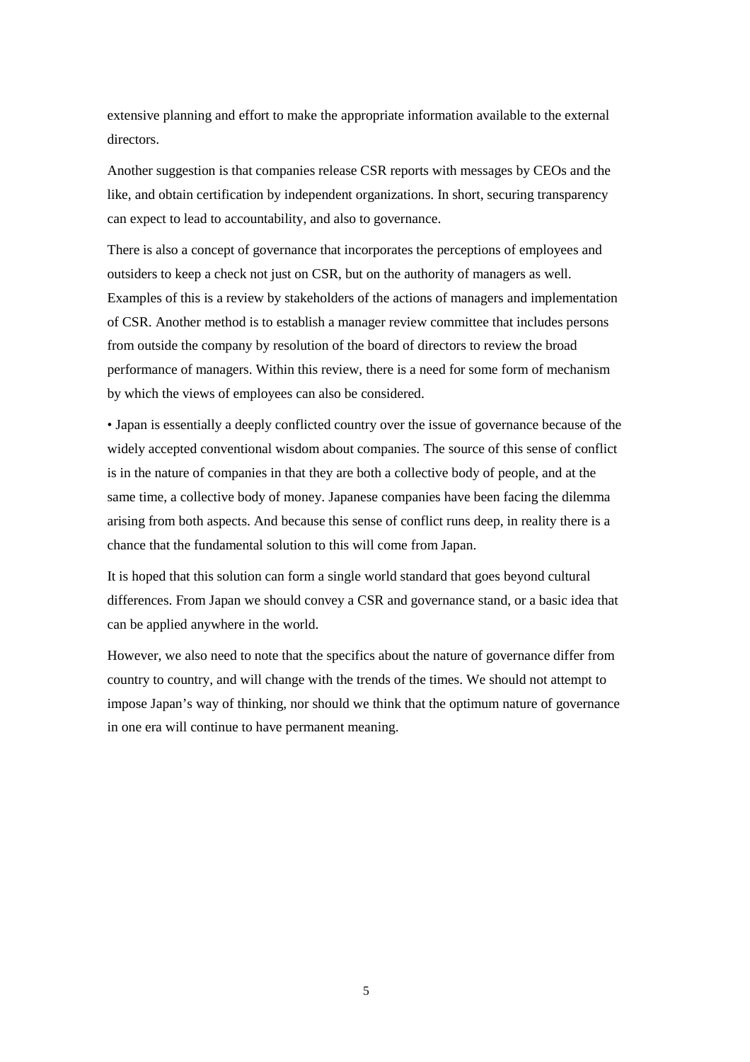extensive planning and effort to make the appropriate information available to the external directors.

Another suggestion is that companies release CSR reports with messages by CEOs and the like, and obtain certification by independent organizations. In short, securing transparency can expect to lead to accountability, and also to governance.

There is also a concept of governance that incorporates the perceptions of employees and outsiders to keep a check not just on CSR, but on the authority of managers as well. Examples of this is a review by stakeholders of the actions of managers and implementation of CSR. Another method is to establish a manager review committee that includes persons from outside the company by resolution of the board of directors to review the broad performance of managers. Within this review, there is a need for some form of mechanism by which the views of employees can also be considered.

• Japan is essentially a deeply conflicted country over the issue of governance because of the widely accepted conventional wisdom about companies. The source of this sense of conflict is in the nature of companies in that they are both a collective body of people, and at the same time, a collective body of money. Japanese companies have been facing the dilemma arising from both aspects. And because this sense of conflict runs deep, in reality there is a chance that the fundamental solution to this will come from Japan.

It is hoped that this solution can form a single world standard that goes beyond cultural differences. From Japan we should convey a CSR and governance stand, or a basic idea that can be applied anywhere in the world.

However, we also need to note that the specifics about the nature of governance differ from country to country, and will change with the trends of the times. We should not attempt to impose Japan's way of thinking, nor should we think that the optimum nature of governance in one era will continue to have permanent meaning.